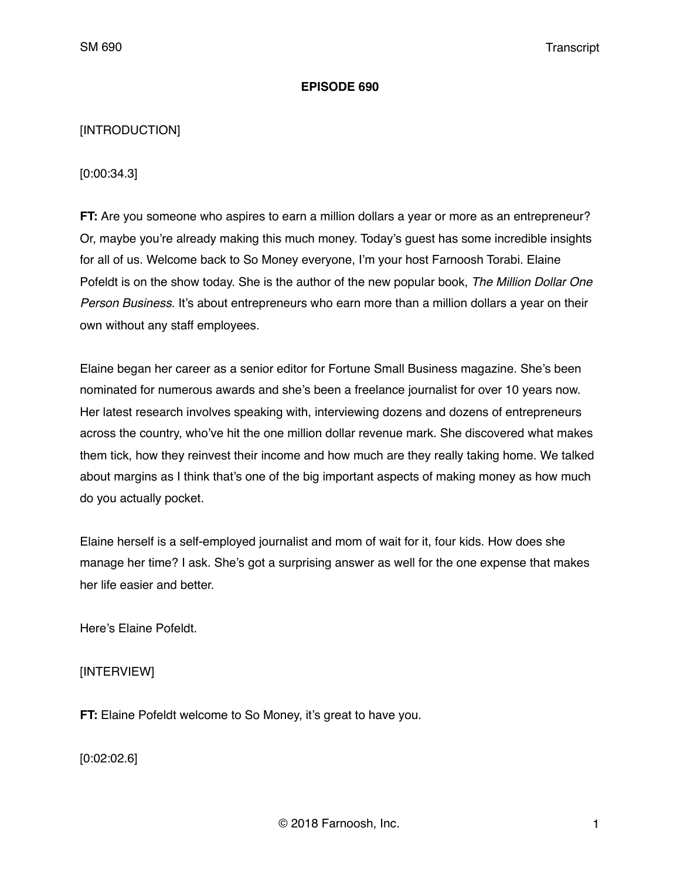# EPISODE 690

[INTRODUCTION]

[0:00:34.3]

**FT:** Are you someone who aspires to earn a million dollars a year or more as an entrepreneur? Or, maybe you're already making this much money. Today's guest has some incredible insights for all of us. Welcome back to So Money everyone, I'm your host Farnoosh Torabi. Elaine Pofeldt is on the show today. She is the author of the new popular book, *The Million Dollar One Person Business.* It's about entrepreneurs who earn more than a million dollars a year on their own without any staff employees.

Elaine began her career as a senior editor for Fortune Small Business magazine. She's been nominated for numerous awards and she's been a freelance journalist for over 10 years now. Her latest research involves speaking with, interviewing dozens and dozens of entrepreneurs across the country, who've hit the one million dollar revenue mark. She discovered what makes them tick, how they reinvest their income and how much are they really taking home. We talked about margins as I think that's one of the big important aspects of making money as how much do you actually pocket.

Elaine herself is a self-employed journalist and mom of wait for it, four kids. How does she manage her time? I ask. She's got a surprising answer as well for the one expense that makes her life easier and better.

Here's Elaine Pofeldt.

[INTERVIEW]

**FT:** Elaine Pofeldt welcome to So Money, it's great to have you.

[0:02:02.6]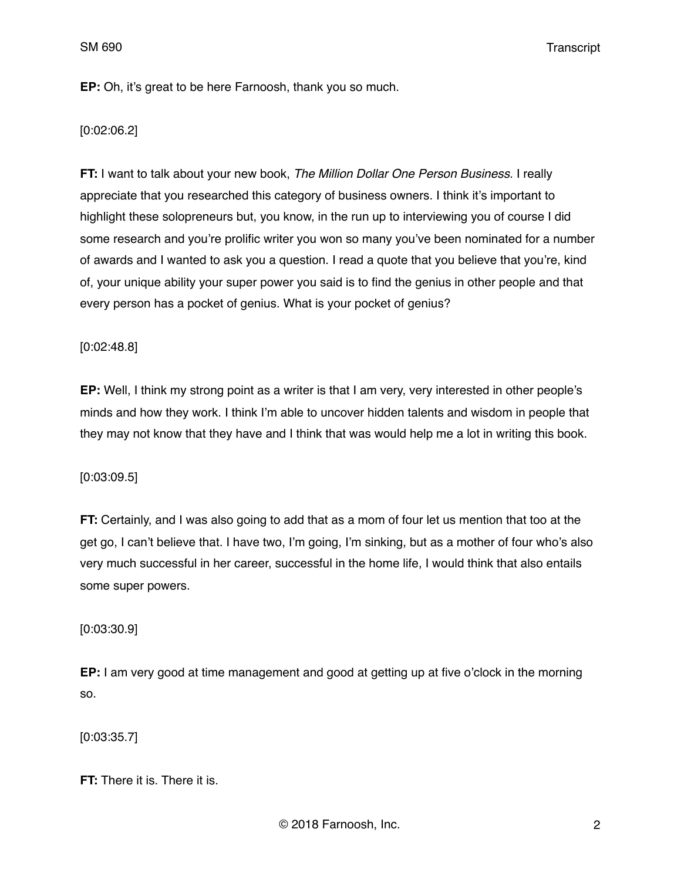**EP:** Oh, it's great to be here Farnoosh, thank you so much.

[0:02:06.2]

**FT:** I want to talk about your new book, *The Million Dollar One Person Business*. I really appreciate that you researched this category of business owners. I think it's important to highlight these solopreneurs but, you know, in the run up to interviewing you of course I did some research and you're prolific writer you won so many you've been nominated for a number of awards and I wanted to ask you a question. I read a quote that you believe that you're, kind of, your unique ability your super power you said is to find the genius in other people and that every person has a pocket of genius. What is your pocket of genius?

[0:02:48.8]

**EP:** Well, I think my strong point as a writer is that I am very, very interested in other people's minds and how they work. I think I'm able to uncover hidden talents and wisdom in people that they may not know that they have and I think that was would help me a lot in writing this book.

[0:03:09.5]

**FT:** Certainly, and I was also going to add that as a mom of four let us mention that too at the get go, I can't believe that. I have two, I'm going, I'm sinking, but as a mother of four who's also very much successful in her career, successful in the home life, I would think that also entails some super powers.

[0:03:30.9]

**EP:** I am very good at time management and good at getting up at five o'clock in the morning so.

[0:03:35.7]

**FT:** There it is. There it is.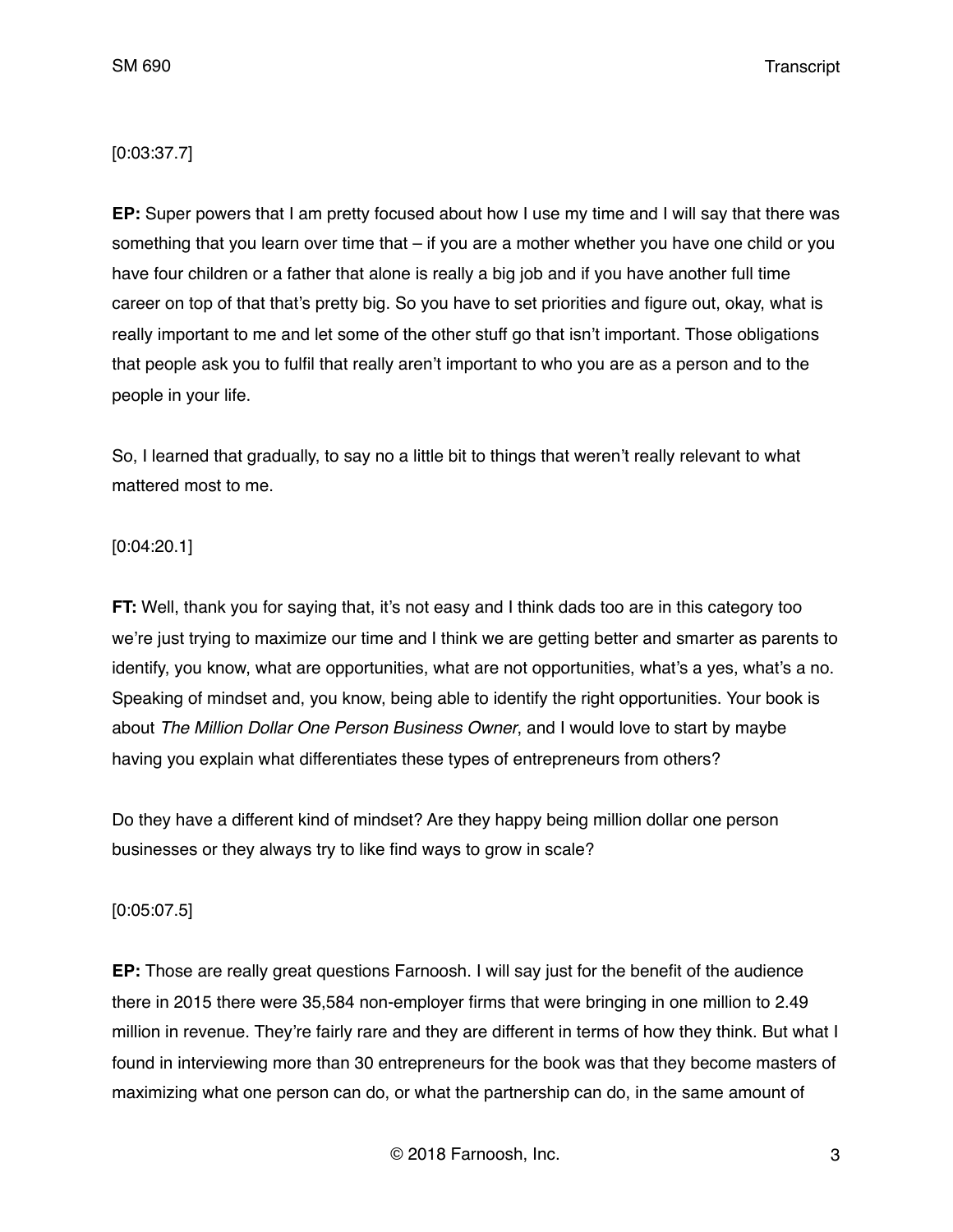[0:03:37.7]

**EP:** Super powers that I am pretty focused about how I use my time and I will say that there was something that you learn over time that – if you are a mother whether you have one child or you have four children or a father that alone is really a big job and if you have another full time career on top of that that's pretty big. So you have to set priorities and figure out, okay, what is really important to me and let some of the other stuff go that isn't important. Those obligations that people ask you to fulfil that really aren't important to who you are as a person and to the people in your life.

So, I learned that gradually, to say no a little bit to things that weren't really relevant to what mattered most to me.

[0:04:20.1]

**FT:** Well, thank you for saying that, it's not easy and I think dads too are in this category too we're just trying to maximize our time and I think we are getting better and smarter as parents to identify, you know, what are opportunities, what are not opportunities, what's a yes, what's a no. Speaking of mindset and, you know, being able to identify the right opportunities. Your book is about *The Million Dollar One Person Business Owner*, and I would love to start by maybe having you explain what differentiates these types of entrepreneurs from others?

Do they have a different kind of mindset? Are they happy being million dollar one person businesses or they always try to like find ways to grow in scale?

[0:05:07.5]

**EP:** Those are really great questions Farnoosh. I will say just for the benefit of the audience there in 2015 there were 35,584 non-employer firms that were bringing in one million to 2.49 million in revenue. They're fairly rare and they are different in terms of how they think. But what I found in interviewing more than 30 entrepreneurs for the book was that they become masters of maximizing what one person can do, or what the partnership can do, in the same amount of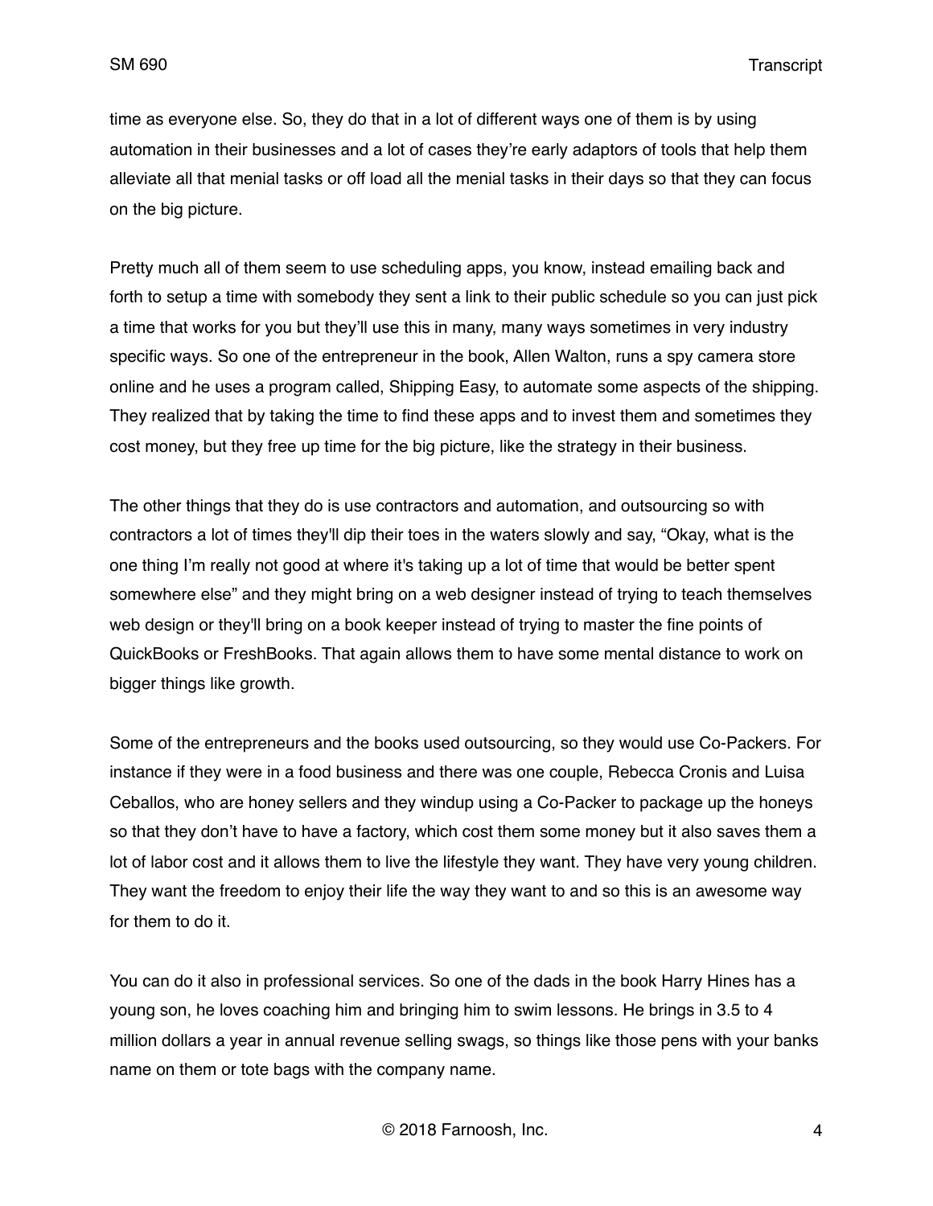time as everyone else. So, they do that in a lot of different ways one of them is by using automation in their businesses and a lot of cases they're early adaptors of tools that help them alleviate all that menial tasks or off load all the menial tasks in their days so that they can focus on the big picture.

Pretty much all of them seem to use scheduling apps, you know, instead emailing back and forth to setup a time with somebody they sent a link to their public schedule so you can just pick a time that works for you but they'll use this in many, many ways sometimes in very industry specific ways. So one of the entrepreneur in the book, Allen Walton, runs a spy camera store online and he uses a program called, Shipping Easy, to automate some aspects of the shipping. They realized that by taking the time to find these apps and to invest them and sometimes they cost money, but they free up time for the big picture, like the strategy in their business.

The other things that they do is use contractors and automation, and outsourcing so with contractors a lot of times they'll dip their toes in the waters slowly and say, "Okay, what is the one thing I'm really not good at where it's taking up a lot of time that would be better spent somewhere else" and they might bring on a web designer instead of trying to teach themselves web design or they'll bring on a book keeper instead of trying to master the fine points of QuickBooks or FreshBooks. That again allows them to have some mental distance to work on bigger things like growth.

Some of the entrepreneurs and the books used outsourcing, so they would use Co-Packers. For instance if they were in a food business and there was one couple, Rebecca Cronis and Luisa Ceballos, who are honey sellers and they windup using a Co-Packer to package up the honeys so that they don't have to have a factory, which cost them some money but it also saves them a lot of labor cost and it allows them to live the lifestyle they want. They have very young children. They want the freedom to enjoy their life the way they want to and so this is an awesome way for them to do it.

You can do it also in professional services. So one of the dads in the book Harry Hines has a young son, he loves coaching him and bringing him to swim lessons. He brings in 3.5 to 4 million dollars a year in annual revenue selling swags, so things like those pens with your banks name on them or tote bags with the company name.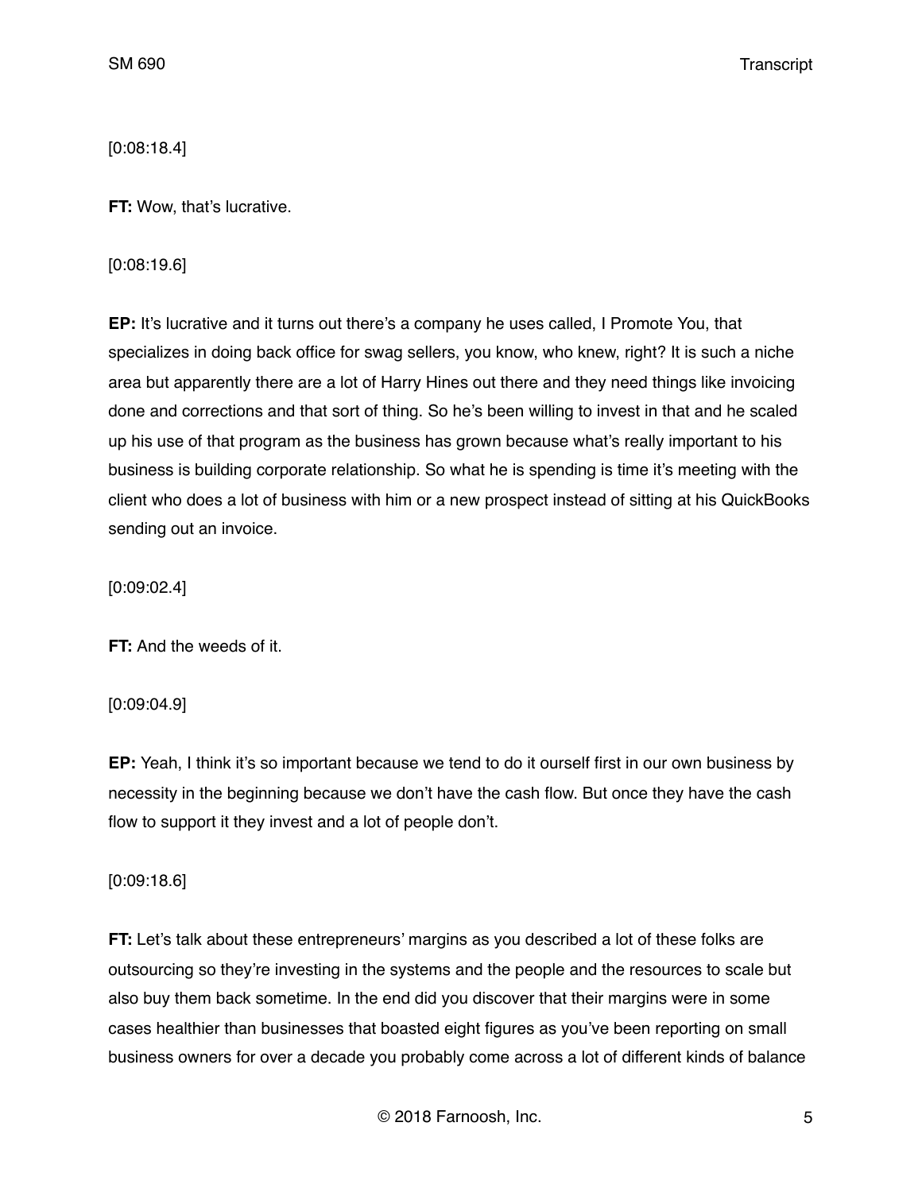[0:08:18.4]

**FT:** Wow, that's lucrative.

[0:08:19.6]

**EP:** It's lucrative and it turns out there's a company he uses called, I Promote You, that specializes in doing back office for swag sellers, you know, who knew, right? It is such a niche area but apparently there are a lot of Harry Hines out there and they need things like invoicing done and corrections and that sort of thing. So he's been willing to invest in that and he scaled up his use of that program as the business has grown because what's really important to his business is building corporate relationship. So what he is spending is time it's meeting with the client who does a lot of business with him or a new prospect instead of sitting at his QuickBooks sending out an invoice.

[0:09:02.4]

**FT:** And the weeds of it.

[0:09:04.9]

**EP:** Yeah, I think it's so important because we tend to do it ourself first in our own business by necessity in the beginning because we don't have the cash flow. But once they have the cash flow to support it they invest and a lot of people don't.

[0:09:18.6]

**FT:** Let's talk about these entrepreneurs' margins as you described a lot of these folks are outsourcing so they're investing in the systems and the people and the resources to scale but also buy them back sometime. In the end did you discover that their margins were in some cases healthier than businesses that boasted eight figures as you've been reporting on small business owners for over a decade you probably come across a lot of different kinds of balance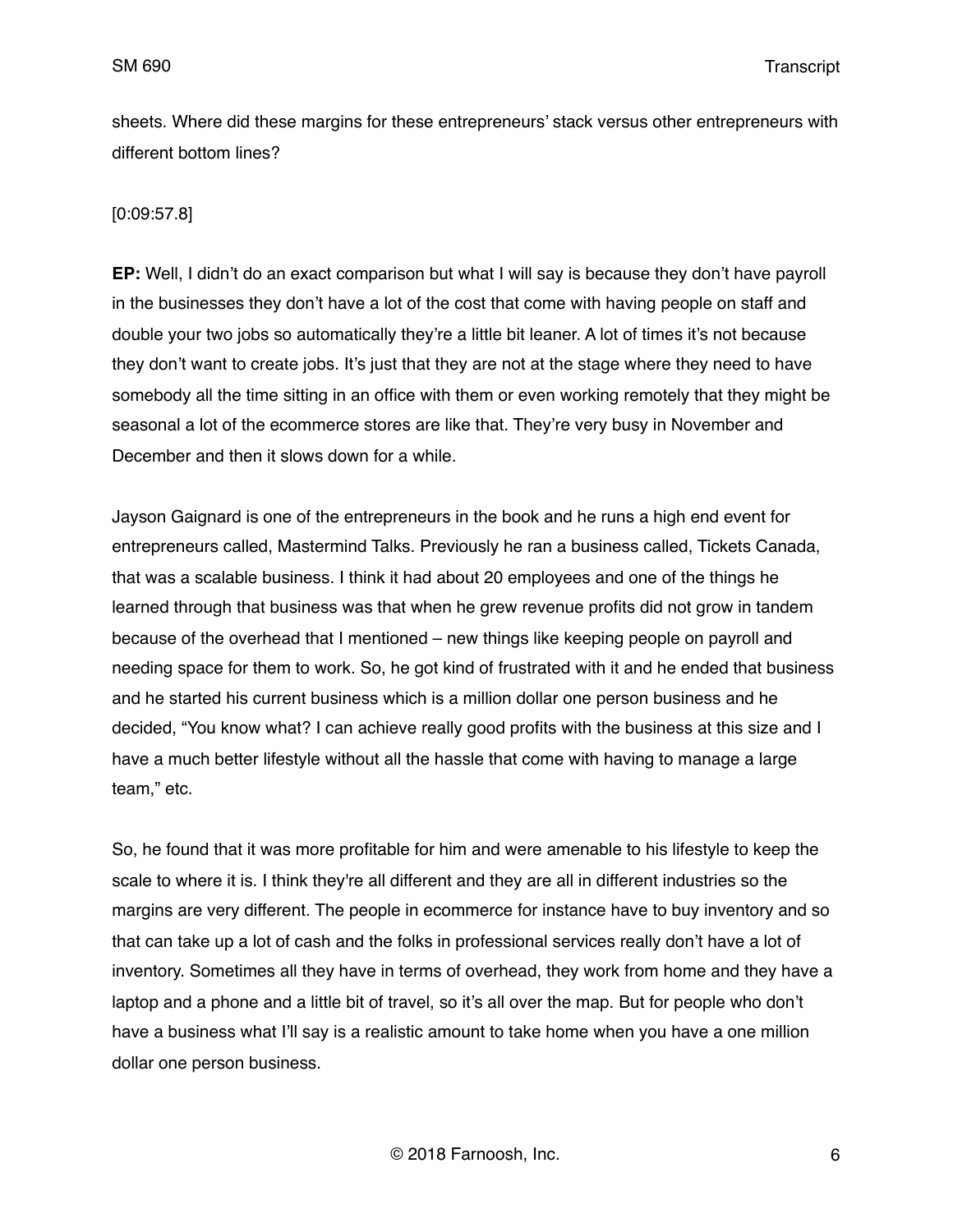sheets. Where did these margins for these entrepreneurs' stack versus other entrepreneurs with different bottom lines?

[0:09:57.8]

**EP:** Well, I didn't do an exact comparison but what I will say is because they don't have payroll in the businesses they don't have a lot of the cost that come with having people on staff and double your two jobs so automatically they're a little bit leaner. A lot of times it's not because they don't want to create jobs. It's just that they are not at the stage where they need to have somebody all the time sitting in an office with them or even working remotely that they might be seasonal a lot of the ecommerce stores are like that. They're very busy in November and December and then it slows down for a while.

Jayson Gaignard is one of the entrepreneurs in the book and he runs a high end event for entrepreneurs called, Mastermind Talks. Previously he ran a business called, Tickets Canada, that was a scalable business. I think it had about 20 employees and one of the things he learned through that business was that when he grew revenue profits did not grow in tandem because of the overhead that I mentioned – new things like keeping people on payroll and needing space for them to work. So, he got kind of frustrated with it and he ended that business and he started his current business which is a million dollar one person business and he decided, "You know what? I can achieve really good profits with the business at this size and I have a much better lifestyle without all the hassle that come with having to manage a large team," etc.

So, he found that it was more profitable for him and were amenable to his lifestyle to keep the scale to where it is. I think they're all different and they are all in different industries so the margins are very different. The people in ecommerce for instance have to buy inventory and so that can take up a lot of cash and the folks in professional services really don't have a lot of inventory. Sometimes all they have in terms of overhead, they work from home and they have a laptop and a phone and a little bit of travel, so it's all over the map. But for people who don't have a business what I'll say is a realistic amount to take home when you have a one million dollar one person business.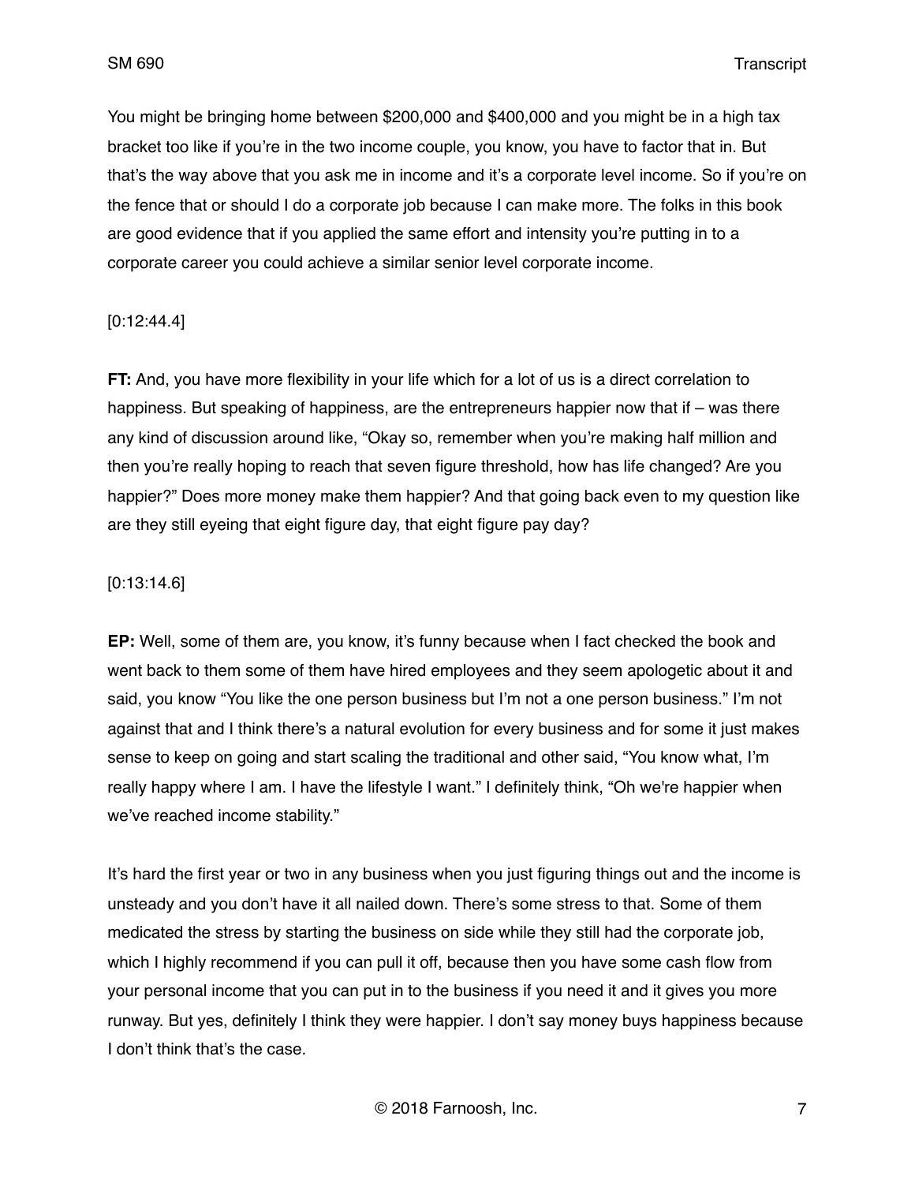You might be bringing home between $200,000 and $400,000 and you might be in a high tax bracket too like if you're in the two income couple, you know, you have to factor that in. But that's the way above that you ask me in income and it's a corporate level income. So if you're on the fence that or should I do a corporate job because I can make more. The folks in this book are good evidence that if you applied the same effort and intensity you're putting in to a corporate career you could achieve a similar senior level corporate income.

[0:12:44.4]

**FT:** And, you have more flexibility in your life which for a lot of us is a direct correlation to happiness. But speaking of happiness, are the entrepreneurs happier now that if – was there any kind of discussion around like, "Okay so, remember when you're making half million and then you're really hoping to reach that seven figure threshold, how has life changed? Are you happier?" Does more money make them happier? And that going back even to my question like are they still eyeing that eight figure day, that eight figure pay day?

[0:13:14.6]

**EP:** Well, some of them are, you know, it's funny because when I fact checked the book and went back to them some of them have hired employees and they seem apologetic about it and said, you know "You like the one person business but I'm not a one person business." I'm not against that and I think there's a natural evolution for every business and for some it just makes sense to keep on going and start scaling the traditional and other said, "You know what, I'm really happy where I am. I have the lifestyle I want." I definitely think, "Oh we're happier when we've reached income stability."

It's hard the first year or two in any business when you just figuring things out and the income is unsteady and you don't have it all nailed down. There's some stress to that. Some of them medicated the stress by starting the business on side while they still had the corporate job, which I highly recommend if you can pull it off, because then you have some cash flow from your personal income that you can put in to the business if you need it and it gives you more runway. But yes, definitely I think they were happier. I don't say money buys happiness because I don't think that's the case.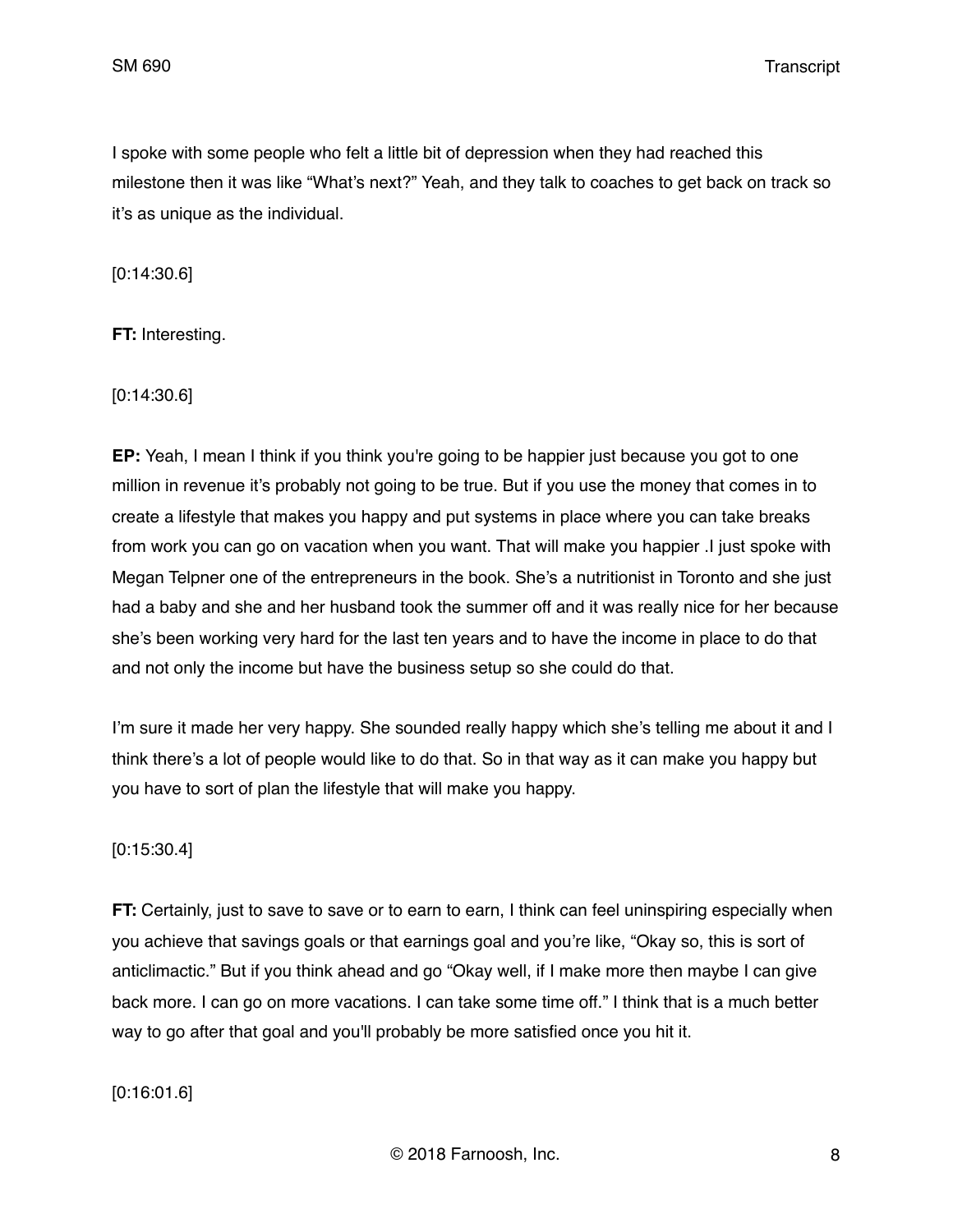I spoke with some people who felt a little bit of depression when they had reached this milestone then it was like "What's next?" Yeah, and they talk to coaches to get back on track so it's as unique as the individual.

[0:14:30.6]

**FT:** Interesting.

[0:14:30.6]

**EP:** Yeah, I mean I think if you think you're going to be happier just because you got to one million in revenue it's probably not going to be true. But if you use the money that comes in to create a lifestyle that makes you happy and put systems in place where you can take breaks from work you can go on vacation when you want. That will make you happier .I just spoke with Megan Telpner one of the entrepreneurs in the book. She's a nutritionist in Toronto and she just had a baby and she and her husband took the summer off and it was really nice for her because she's been working very hard for the last ten years and to have the income in place to do that and not only the income but have the business setup so she could do that.

I'm sure it made her very happy. She sounded really happy which she's telling me about it and I think there's a lot of people would like to do that. So in that way as it can make you happy but you have to sort of plan the lifestyle that will make you happy.

[0:15:30.4]

**FT:** Certainly, just to save to save or to earn to earn, I think can feel uninspiring especially when you achieve that savings goals or that earnings goal and you're like, "Okay so, this is sort of anticlimactic." But if you think ahead and go "Okay well, if I make more then maybe I can give back more. I can go on more vacations. I can take some time off." I think that is a much better way to go after that goal and you'll probably be more satisfied once you hit it.

[0:16:01.6]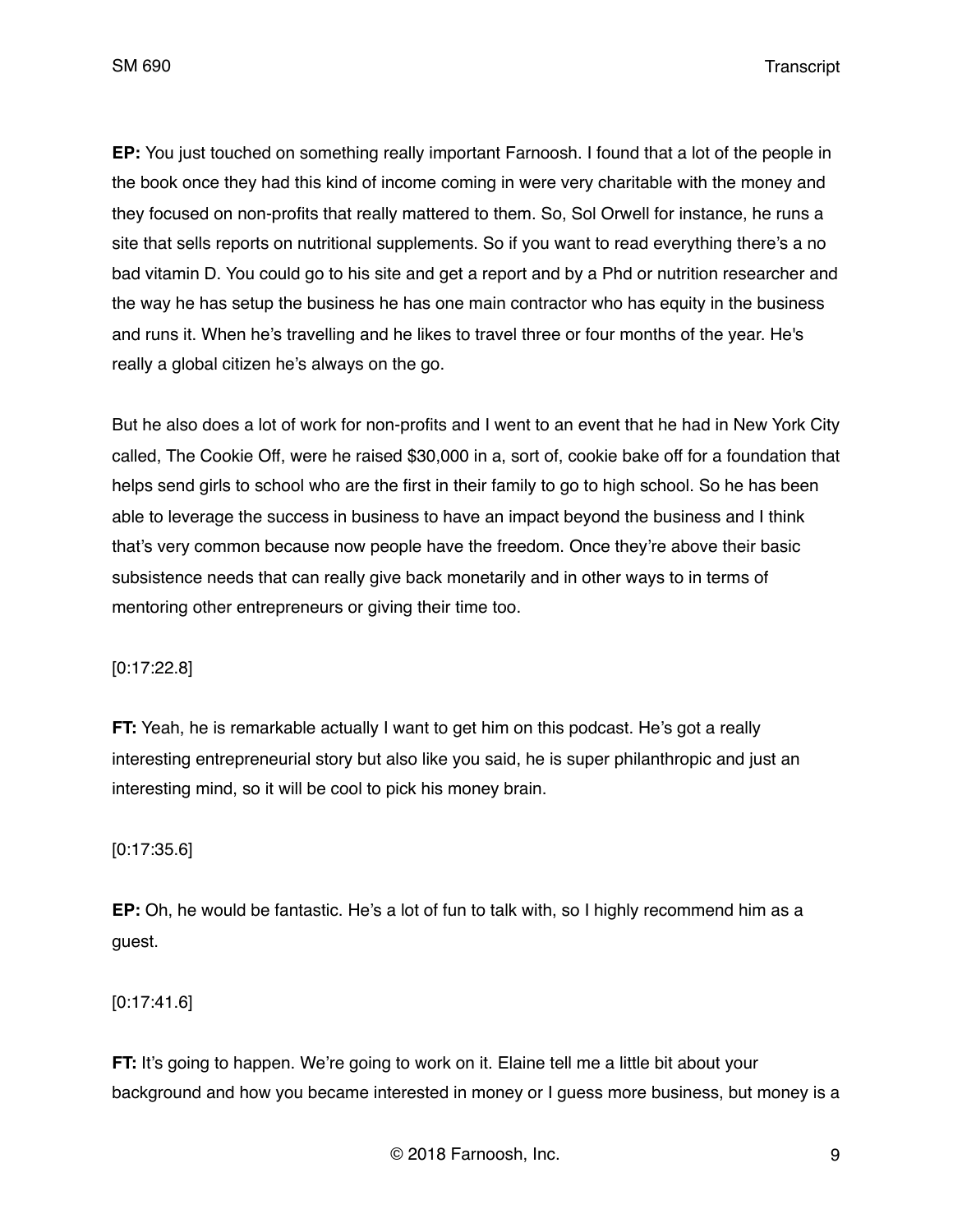**EP:** You just touched on something really important Farnoosh. I found that a lot of the people in the book once they had this kind of income coming in were very charitable with the money and they focused on non-profits that really mattered to them. So, Sol Orwell for instance, he runs a site that sells reports on nutritional supplements. So if you want to read everything there's a no bad vitamin D. You could go to his site and get a report and by a Phd or nutrition researcher and the way he has setup the business he has one main contractor who has equity in the business and runs it. When he's travelling and he likes to travel three or four months of the year. He's really a global citizen he's always on the go.

But he also does a lot of work for non-profits and I went to an event that he had in New York City called, The Cookie Off, were he raised $30,000 in a, sort of, cookie bake off for a foundation that helps send girls to school who are the first in their family to go to high school. So he has been able to leverage the success in business to have an impact beyond the business and I think that's very common because now people have the freedom. Once they're above their basic subsistence needs that can really give back monetarily and in other ways to in terms of mentoring other entrepreneurs or giving their time too.

[0:17:22.8]

**FT:** Yeah, he is remarkable actually I want to get him on this podcast. He's got a really interesting entrepreneurial story but also like you said, he is super philanthropic and just an interesting mind, so it will be cool to pick his money brain.

[0:17:35.6]

**EP:** Oh, he would be fantastic. He's a lot of fun to talk with, so I highly recommend him as a guest.

[0:17:41.6]

**FT:** It's going to happen. We're going to work on it. Elaine tell me a little bit about your background and how you became interested in money or I guess more business, but money is a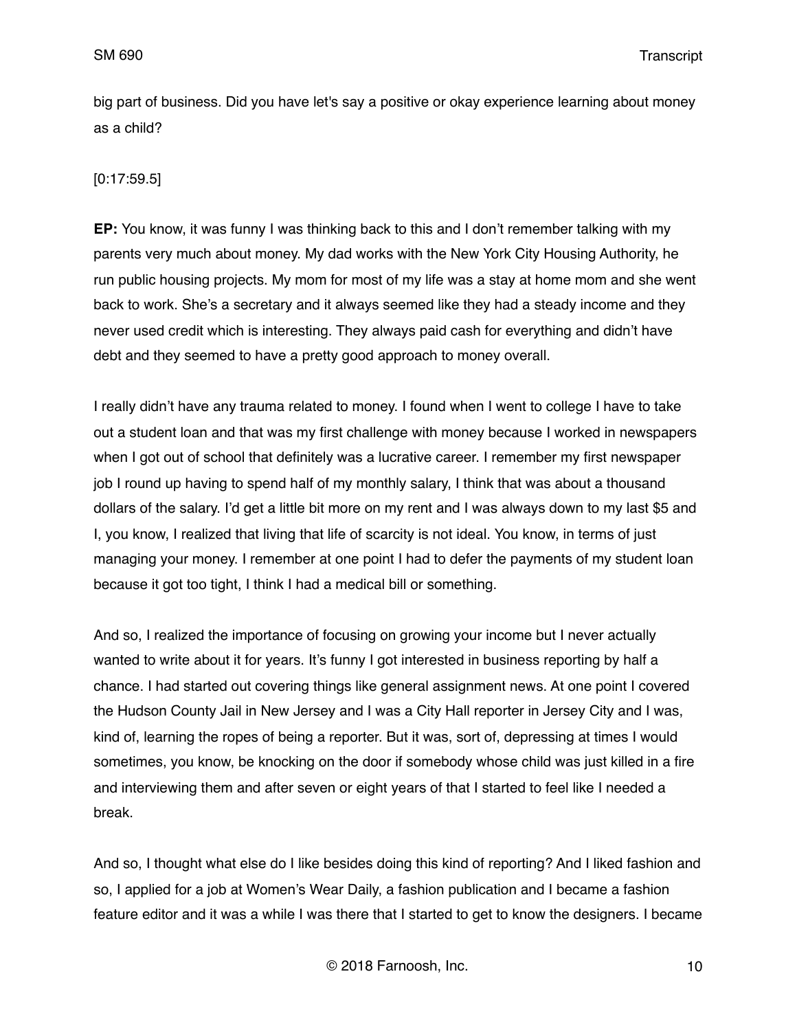big part of business. Did you have let's say a positive or okay experience learning about money as a child?

[0:17:59.5]

**EP:** You know, it was funny I was thinking back to this and I don't remember talking with my parents very much about money. My dad works with the New York City Housing Authority, he run public housing projects. My mom for most of my life was a stay at home mom and she went back to work. She's a secretary and it always seemed like they had a steady income and they never used credit which is interesting. They always paid cash for everything and didn't have debt and they seemed to have a pretty good approach to money overall.

I really didn't have any trauma related to money. I found when I went to college I have to take out a student loan and that was my first challenge with money because I worked in newspapers when I got out of school that definitely was a lucrative career. I remember my first newspaper job I round up having to spend half of my monthly salary, I think that was about a thousand dollars of the salary. I'd get a little bit more on my rent and I was always down to my last $5 and I, you know, I realized that living that life of scarcity is not ideal. You know, in terms of just managing your money. I remember at one point I had to defer the payments of my student loan because it got too tight, I think I had a medical bill or something.

And so, I realized the importance of focusing on growing your income but I never actually wanted to write about it for years. It's funny I got interested in business reporting by half a chance. I had started out covering things like general assignment news. At one point I covered the Hudson County Jail in New Jersey and I was a City Hall reporter in Jersey City and I was, kind of, learning the ropes of being a reporter. But it was, sort of, depressing at times I would sometimes, you know, be knocking on the door if somebody whose child was just killed in a fire and interviewing them and after seven or eight years of that I started to feel like I needed a break.

And so, I thought what else do I like besides doing this kind of reporting? And I liked fashion and so, I applied for a job at Women's Wear Daily, a fashion publication and I became a fashion feature editor and it was a while I was there that I started to get to know the designers. I became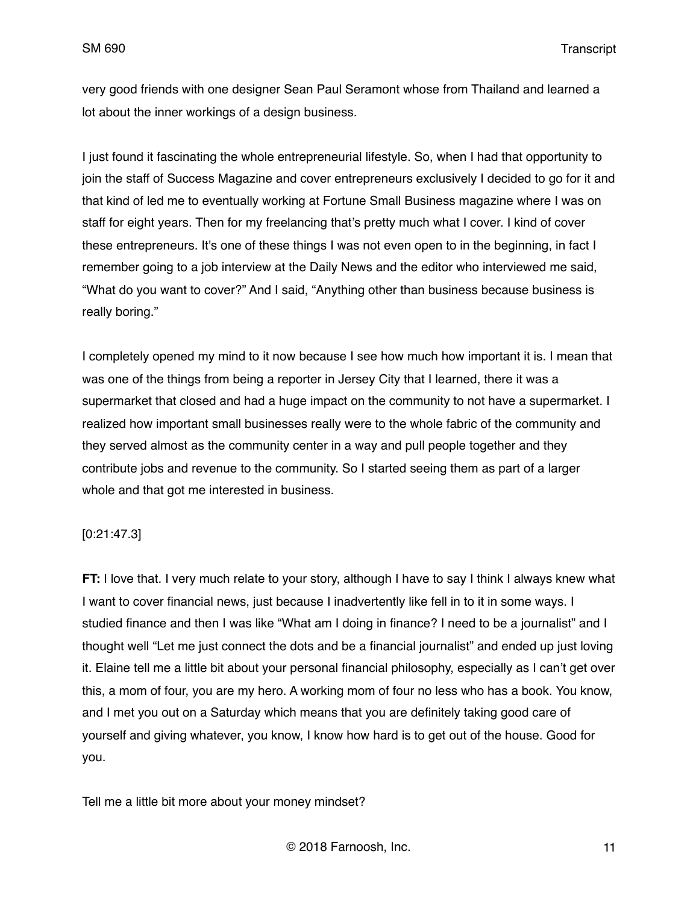very good friends with one designer Sean Paul Seramont whose from Thailand and learned a lot about the inner workings of a design business.

I just found it fascinating the whole entrepreneurial lifestyle. So, when I had that opportunity to join the staff of Success Magazine and cover entrepreneurs exclusively I decided to go for it and that kind of led me to eventually working at Fortune Small Business magazine where I was on staff for eight years. Then for my freelancing that's pretty much what I cover. I kind of cover these entrepreneurs. It's one of these things I was not even open to in the beginning, in fact I remember going to a job interview at the Daily News and the editor who interviewed me said, "What do you want to cover?" And I said, "Anything other than business because business is really boring."

I completely opened my mind to it now because I see how much how important it is. I mean that was one of the things from being a reporter in Jersey City that I learned, there it was a supermarket that closed and had a huge impact on the community to not have a supermarket. I realized how important small businesses really were to the whole fabric of the community and they served almost as the community center in a way and pull people together and they contribute jobs and revenue to the community. So I started seeing them as part of a larger whole and that got me interested in business.

[0:21:47.3]

**FT:** I love that. I very much relate to your story, although I have to say I think I always knew what I want to cover financial news, just because I inadvertently like fell in to it in some ways. I studied finance and then I was like "What am I doing in finance? I need to be a journalist" and I thought well "Let me just connect the dots and be a financial journalist" and ended up just loving it. Elaine tell me a little bit about your personal financial philosophy, especially as I can't get over this, a mom of four, you are my hero. A working mom of four no less who has a book. You know, and I met you out on a Saturday which means that you are definitely taking good care of yourself and giving whatever, you know, I know how hard is to get out of the house. Good for you.

Tell me a little bit more about your money mindset?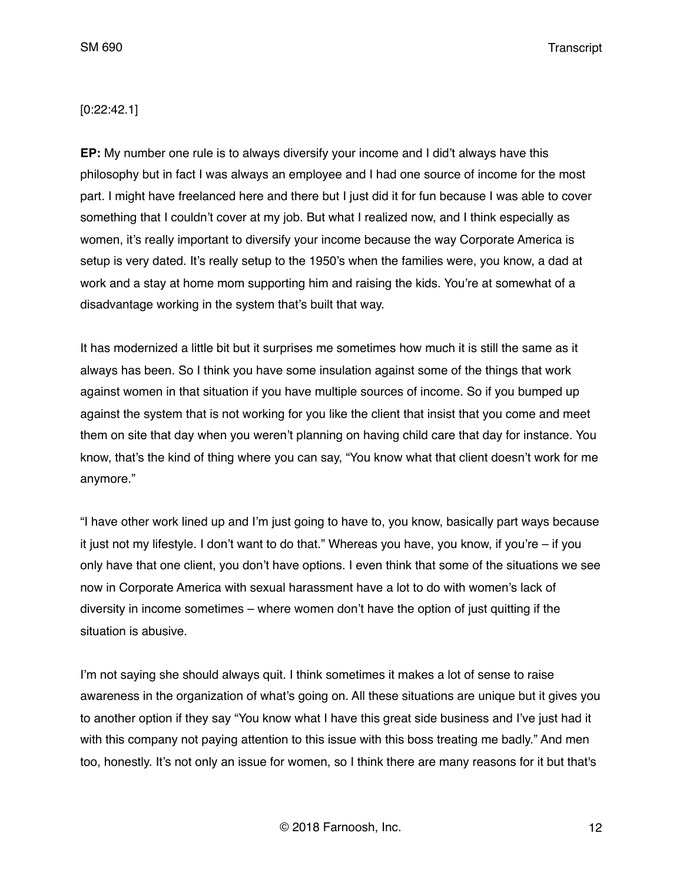[0:22:42.1]

**EP:** My number one rule is to always diversify your income and I did't always have this philosophy but in fact I was always an employee and I had one source of income for the most part. I might have freelanced here and there but I just did it for fun because I was able to cover something that I couldn't cover at my job. But what I realized now, and I think especially as women, it's really important to diversify your income because the way Corporate America is setup is very dated. It's really setup to the 1950's when the families were, you know, a dad at work and a stay at home mom supporting him and raising the kids. You're at somewhat of a disadvantage working in the system that's built that way.

It has modernized a little bit but it surprises me sometimes how much it is still the same as it always has been. So I think you have some insulation against some of the things that work against women in that situation if you have multiple sources of income. So if you bumped up against the system that is not working for you like the client that insist that you come and meet them on site that day when you weren't planning on having child care that day for instance. You know, that's the kind of thing where you can say, "You know what that client doesn't work for me anymore."

"I have other work lined up and I'm just going to have to, you know, basically part ways because it just not my lifestyle. I don't want to do that." Whereas you have, you know, if you're – if you only have that one client, you don't have options. I even think that some of the situations we see now in Corporate America with sexual harassment have a lot to do with women's lack of diversity in income sometimes – where women don't have the option of just quitting if the situation is abusive.

I'm not saying she should always quit. I think sometimes it makes a lot of sense to raise awareness in the organization of what's going on. All these situations are unique but it gives you to another option if they say "You know what I have this great side business and I've just had it with this company not paying attention to this issue with this boss treating me badly." And men too, honestly. It's not only an issue for women, so I think there are many reasons for it but that's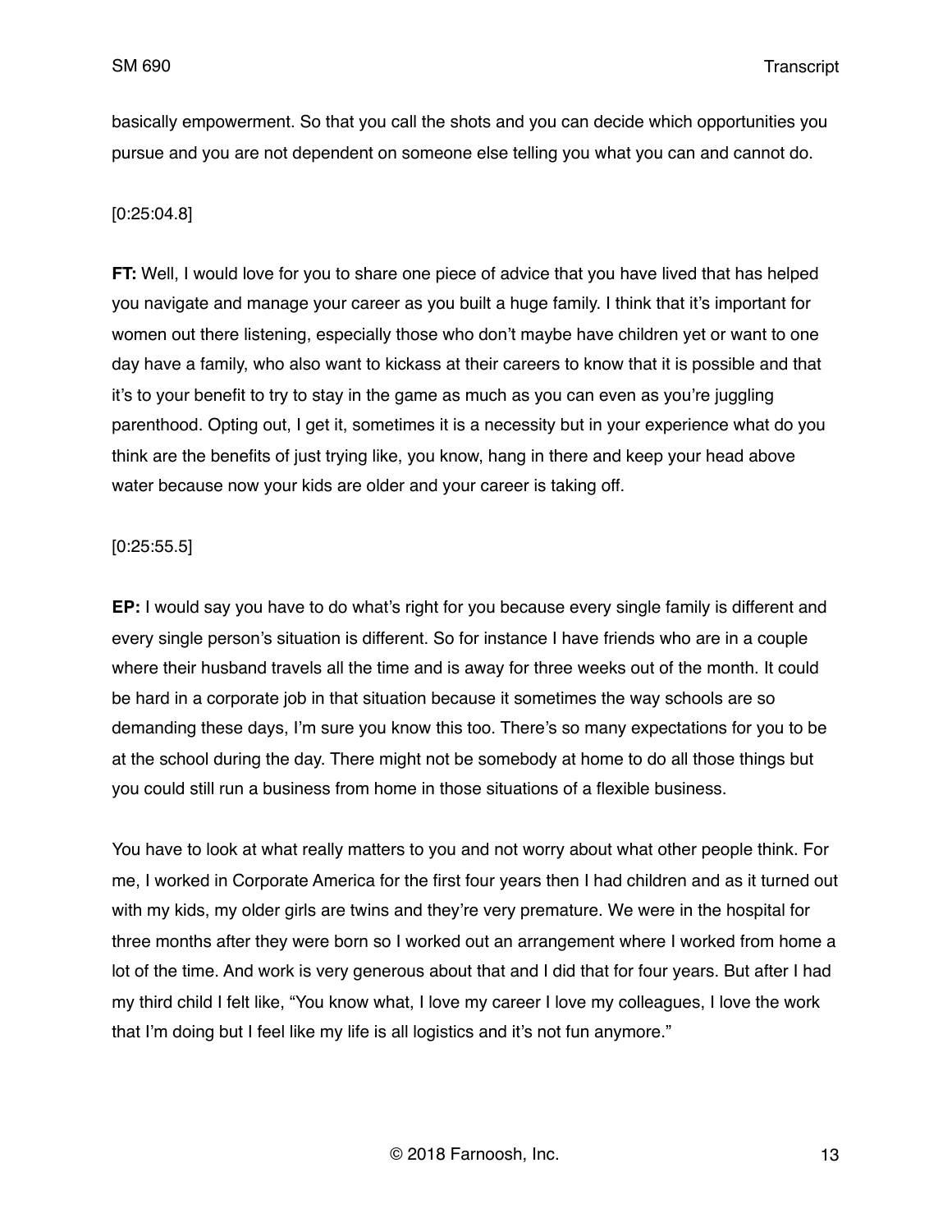basically empowerment. So that you call the shots and you can decide which opportunities you pursue and you are not dependent on someone else telling you what you can and cannot do.

[0:25:04.8]

**FT:** Well, I would love for you to share one piece of advice that you have lived that has helped you navigate and manage your career as you built a huge family. I think that it's important for women out there listening, especially those who don't maybe have children yet or want to one day have a family, who also want to kickass at their careers to know that it is possible and that it's to your benefit to try to stay in the game as much as you can even as you're juggling parenthood. Opting out, I get it, sometimes it is a necessity but in your experience what do you think are the benefits of just trying like, you know, hang in there and keep your head above water because now your kids are older and your career is taking off.

[0:25:55.5]

**EP:** I would say you have to do what's right for you because every single family is different and every single person's situation is different. So for instance I have friends who are in a couple where their husband travels all the time and is away for three weeks out of the month. It could be hard in a corporate job in that situation because it sometimes the way schools are so demanding these days, I'm sure you know this too. There's so many expectations for you to be at the school during the day. There might not be somebody at home to do all those things but you could still run a business from home in those situations of a flexible business.

You have to look at what really matters to you and not worry about what other people think. For me, I worked in Corporate America for the first four years then I had children and as it turned out with my kids, my older girls are twins and they're very premature. We were in the hospital for three months after they were born so I worked out an arrangement where I worked from home a lot of the time. And work is very generous about that and I did that for four years. But after I had my third child I felt like, "You know what, I love my career I love my colleagues, I love the work that I'm doing but I feel like my life is all logistics and it's not fun anymore."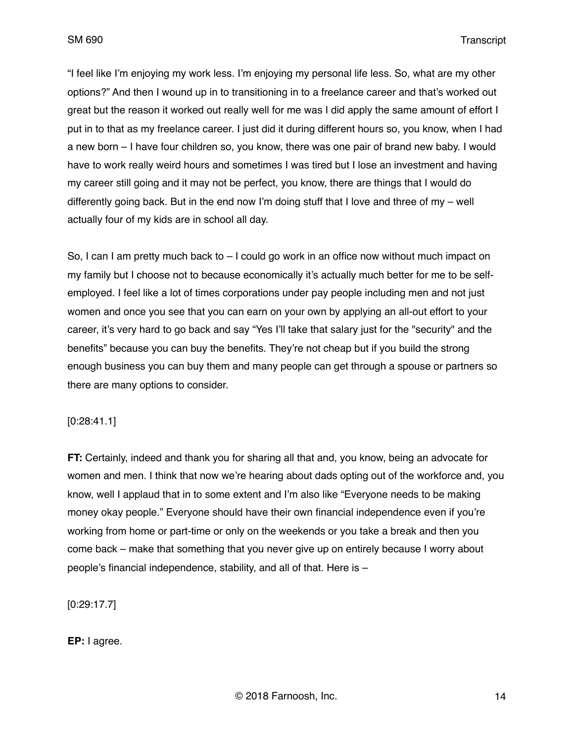"I feel like I'm enjoying my work less. I'm enjoying my personal life less. So, what are my other options?" And then I wound up in to transitioning in to a freelance career and that's worked out great but the reason it worked out really well for me was I did apply the same amount of effort I put in to that as my freelance career. I just did it during different hours so, you know, when I had a new born – I have four children so, you know, there was one pair of brand new baby. I would have to work really weird hours and sometimes I was tired but I lose an investment and having my career still going and it may not be perfect, you know, there are things that I would do differently going back. But in the end now I'm doing stuff that I love and three of my – well actually four of my kids are in school all day.

So, I can I am pretty much back to – I could go work in an office now without much impact on my family but I choose not to because economically it's actually much better for me to be self-employed. I feel like a lot of times corporations under pay people including men and not just women and once you see that you can earn on your own by applying an all-out effort to your career, it's very hard to go back and say "Yes I'll take that salary just for the "security" and the benefits" because you can buy the benefits. They're not cheap but if you build the strong enough business you can buy them and many people can get through a spouse or partners so there are many options to consider.

[0:28:41.1]

**FT:** Certainly, indeed and thank you for sharing all that and, you know, being an advocate for women and men. I think that now we're hearing about dads opting out of the workforce and, you know, well I applaud that in to some extent and I'm also like "Everyone needs to be making money okay people." Everyone should have their own financial independence even if you're working from home or part-time or only on the weekends or you take a break and then you come back – make that something that you never give up on entirely because I worry about people's financial independence, stability, and all of that. Here is –

[0:29:17.7]

**EP:** I agree.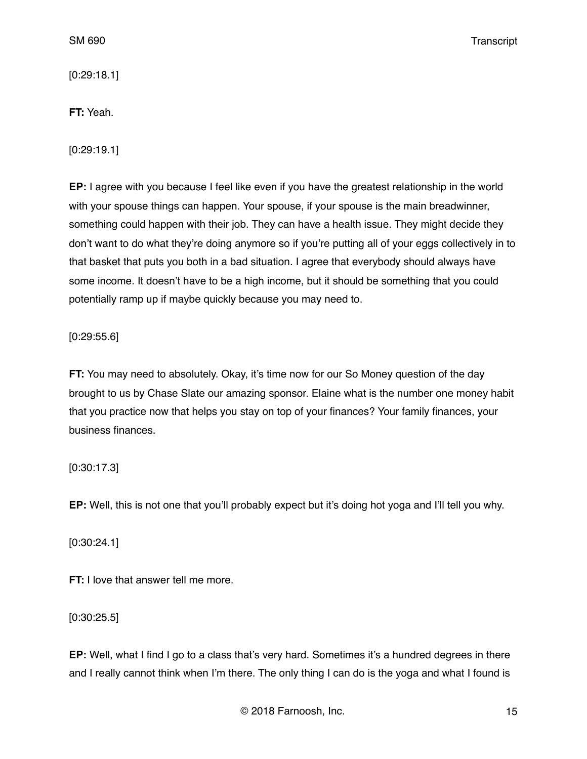[0:29:18.1]

**FT:** Yeah.

[0:29:19.1]

**EP:** I agree with you because I feel like even if you have the greatest relationship in the world with your spouse things can happen. Your spouse, if your spouse is the main breadwinner, something could happen with their job. They can have a health issue. They might decide they don't want to do what they're doing anymore so if you're putting all of your eggs collectively in to that basket that puts you both in a bad situation. I agree that everybody should always have some income. It doesn't have to be a high income, but it should be something that you could potentially ramp up if maybe quickly because you may need to.

[0:29:55.6]

**FT:** You may need to absolutely. Okay, it's time now for our So Money question of the day brought to us by Chase Slate our amazing sponsor. Elaine what is the number one money habit that you practice now that helps you stay on top of your finances? Your family finances, your business finances.

[0:30:17.3]

**EP:** Well, this is not one that you'll probably expect but it's doing hot yoga and I'll tell you why.

[0:30:24.1]

**FT:** I love that answer tell me more.

[0:30:25.5]

**EP:** Well, what I find I go to a class that's very hard. Sometimes it's a hundred degrees in there and I really cannot think when I'm there. The only thing I can do is the yoga and what I found is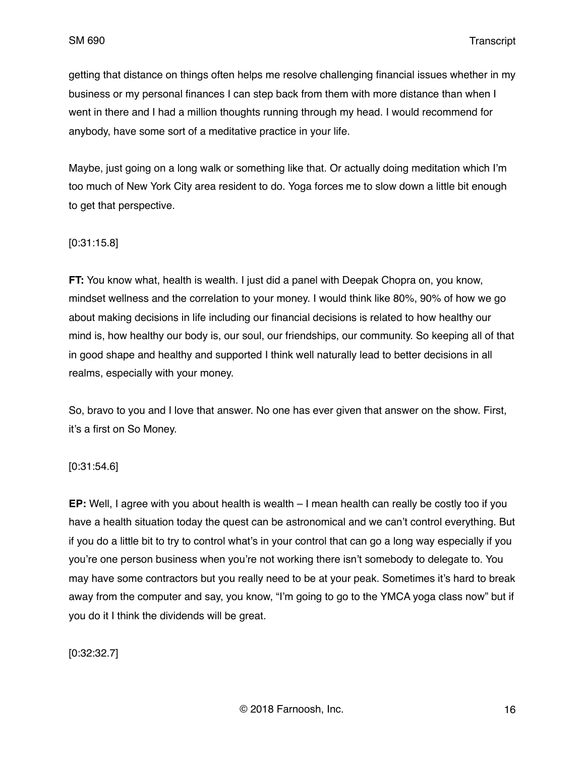getting that distance on things often helps me resolve challenging financial issues whether in my business or my personal finances I can step back from them with more distance than when I went in there and I had a million thoughts running through my head. I would recommend for anybody, have some sort of a meditative practice in your life.

Maybe, just going on a long walk or something like that. Or actually doing meditation which I'm too much of New York City area resident to do. Yoga forces me to slow down a little bit enough to get that perspective.

[0:31:15.8]

**FT:** You know what, health is wealth. I just did a panel with Deepak Chopra on, you know, mindset wellness and the correlation to your money. I would think like 80%, 90% of how we go about making decisions in life including our financial decisions is related to how healthy our mind is, how healthy our body is, our soul, our friendships, our community. So keeping all of that in good shape and healthy and supported I think well naturally lead to better decisions in all realms, especially with your money.

So, bravo to you and I love that answer. No one has ever given that answer on the show. First, it's a first on So Money.

[0:31:54.6]

**EP:** Well, I agree with you about health is wealth – I mean health can really be costly too if you have a health situation today the quest can be astronomical and we can't control everything. But if you do a little bit to try to control what's in your control that can go a long way especially if you you're one person business when you're not working there isn't somebody to delegate to. You may have some contractors but you really need to be at your peak. Sometimes it's hard to break away from the computer and say, you know, "I'm going to go to the YMCA yoga class now" but if you do it I think the dividends will be great.

[0:32:32.7]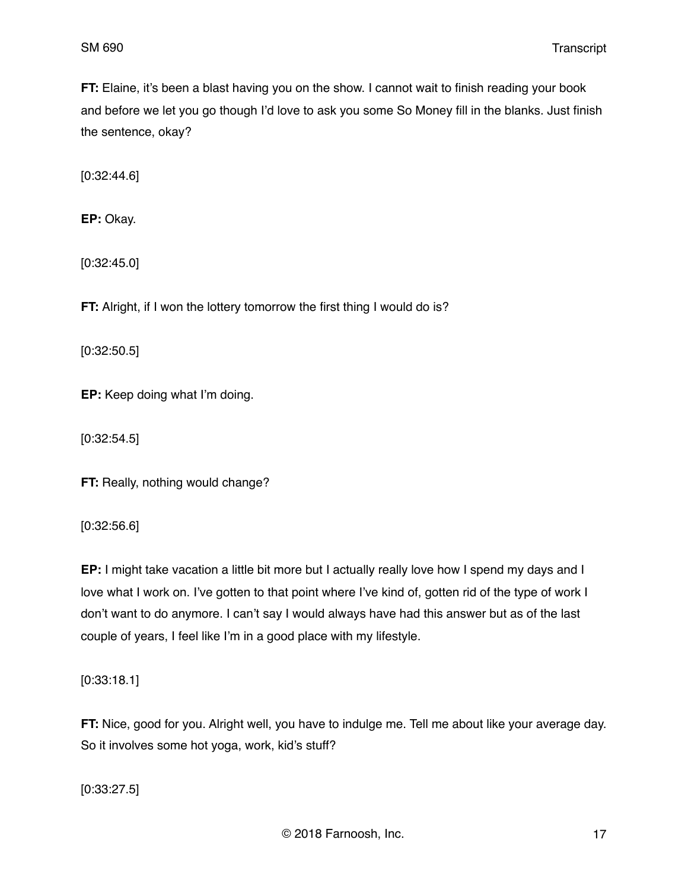**FT:** Elaine, it's been a blast having you on the show. I cannot wait to finish reading your book and before we let you go though I'd love to ask you some So Money fill in the blanks. Just finish the sentence, okay?

[0:32:44.6]

**EP:** Okay.

[0:32:45.0]

**FT:** Alright, if I won the lottery tomorrow the first thing I would do is?

[0:32:50.5]

**EP:** Keep doing what I'm doing.

[0:32:54.5]

**FT:** Really, nothing would change?

[0:32:56.6]

**EP:** I might take vacation a little bit more but I actually really love how I spend my days and I love what I work on. I've gotten to that point where I've kind of, gotten rid of the type of work I don't want to do anymore. I can't say I would always have had this answer but as of the last couple of years, I feel like I'm in a good place with my lifestyle.

[0:33:18.1]

**FT:** Nice, good for you. Alright well, you have to indulge me. Tell me about like your average day. So it involves some hot yoga, work, kid's stuff?

[0:33:27.5]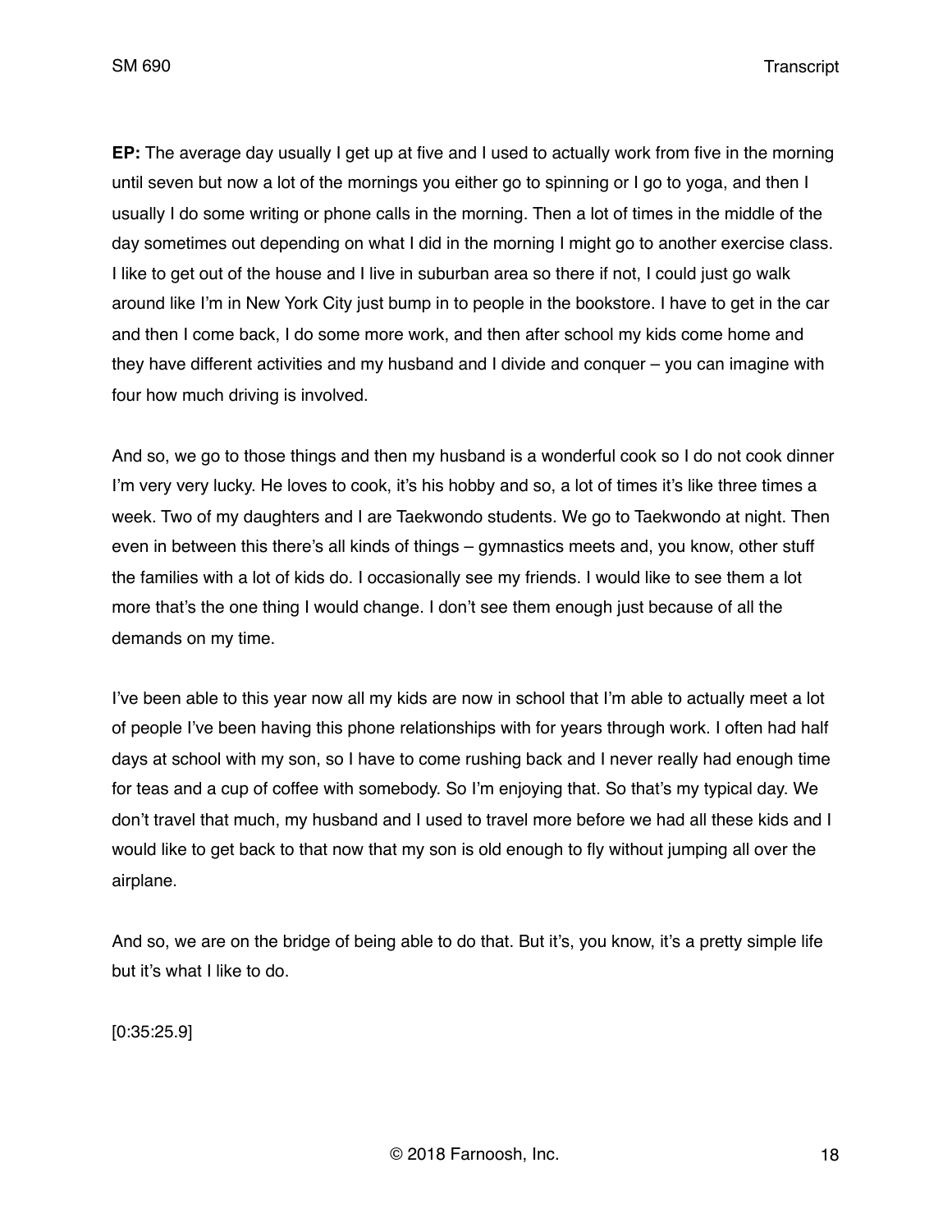**EP:** The average day usually I get up at five and I used to actually work from five in the morning until seven but now a lot of the mornings you either go to spinning or I go to yoga, and then I usually I do some writing or phone calls in the morning. Then a lot of times in the middle of the day sometimes out depending on what I did in the morning I might go to another exercise class. I like to get out of the house and I live in suburban area so there if not, I could just go walk around like I'm in New York City just bump in to people in the bookstore. I have to get in the car and then I come back, I do some more work, and then after school my kids come home and they have different activities and my husband and I divide and conquer – you can imagine with four how much driving is involved.

And so, we go to those things and then my husband is a wonderful cook so I do not cook dinner I'm very very lucky. He loves to cook, it's his hobby and so, a lot of times it's like three times a week. Two of my daughters and I are Taekwondo students. We go to Taekwondo at night. Then even in between this there's all kinds of things – gymnastics meets and, you know, other stuff the families with a lot of kids do. I occasionally see my friends. I would like to see them a lot more that's the one thing I would change. I don't see them enough just because of all the demands on my time.

I've been able to this year now all my kids are now in school that I'm able to actually meet a lot of people I've been having this phone relationships with for years through work. I often had half days at school with my son, so I have to come rushing back and I never really had enough time for teas and a cup of coffee with somebody. So I'm enjoying that. So that's my typical day. We don't travel that much, my husband and I used to travel more before we had all these kids and I would like to get back to that now that my son is old enough to fly without jumping all over the airplane.

And so, we are on the bridge of being able to do that. But it's, you know, it's a pretty simple life but it's what I like to do.

[0:35:25.9]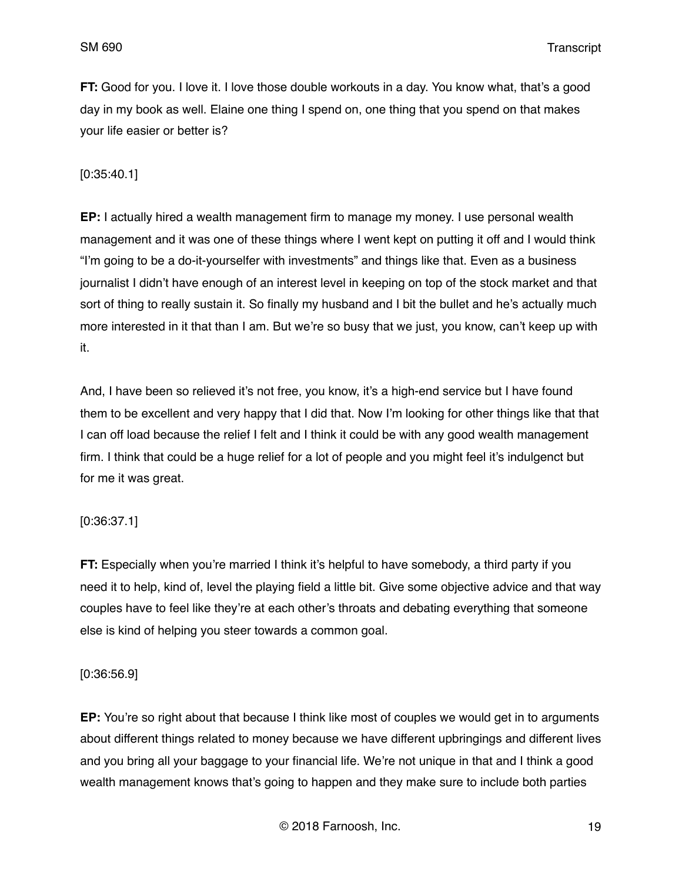**FT:** Good for you. I love it. I love those double workouts in a day. You know what, that's a good day in my book as well. Elaine one thing I spend on, one thing that you spend on that makes your life easier or better is?

[0:35:40.1]

**EP:** I actually hired a wealth management firm to manage my money. I use personal wealth management and it was one of these things where I went kept on putting it off and I would think "I'm going to be a do-it-yourselfer with investments" and things like that. Even as a business journalist I didn't have enough of an interest level in keeping on top of the stock market and that sort of thing to really sustain it. So finally my husband and I bit the bullet and he's actually much more interested in it that than I am. But we're so busy that we just, you know, can't keep up with it.

And, I have been so relieved it's not free, you know, it's a high-end service but I have found them to be excellent and very happy that I did that. Now I'm looking for other things like that that I can off load because the relief I felt and I think it could be with any good wealth management firm. I think that could be a huge relief for a lot of people and you might feel it's indulgenct but for me it was great.

[0:36:37.1]

**FT:** Especially when you're married I think it's helpful to have somebody, a third party if you need it to help, kind of, level the playing field a little bit. Give some objective advice and that way couples have to feel like they're at each other's throats and debating everything that someone else is kind of helping you steer towards a common goal.

[0:36:56.9]

**EP:** You're so right about that because I think like most of couples we would get in to arguments about different things related to money because we have different upbringings and different lives and you bring all your baggage to your financial life. We're not unique in that and I think a good wealth management knows that's going to happen and they make sure to include both parties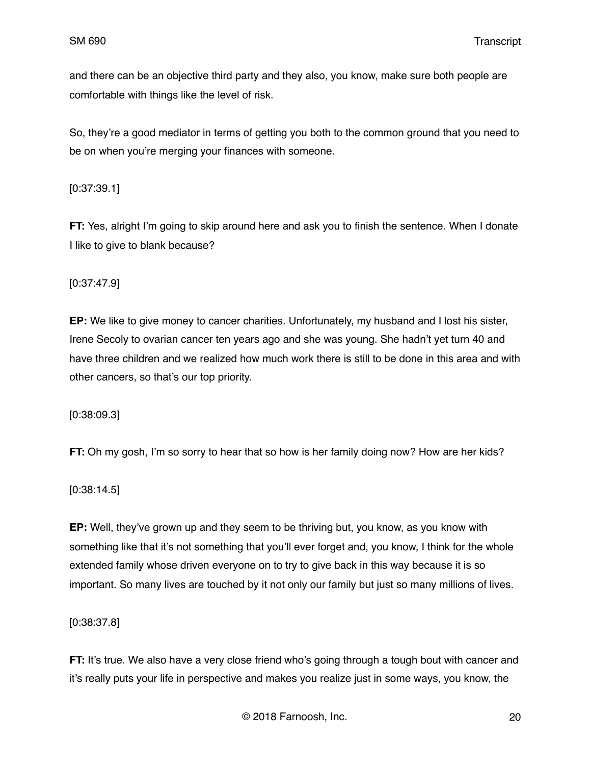and there can be an objective third party and they also, you know, make sure both people are comfortable with things like the level of risk.

So, they're a good mediator in terms of getting you both to the common ground that you need to be on when you're merging your finances with someone.

[0:37:39.1]

**FT:** Yes, alright I'm going to skip around here and ask you to finish the sentence. When I donate I like to give to blank because?

[0:37:47.9]

**EP:** We like to give money to cancer charities. Unfortunately, my husband and I lost his sister, Irene Secoly to ovarian cancer ten years ago and she was young. She hadn't yet turn 40 and have three children and we realized how much work there is still to be done in this area and with other cancers, so that's our top priority.

[0:38:09.3]

**FT:** Oh my gosh, I'm so sorry to hear that so how is her family doing now? How are her kids?

[0:38:14.5]

**EP:** Well, they've grown up and they seem to be thriving but, you know, as you know with something like that it's not something that you'll ever forget and, you know, I think for the whole extended family whose driven everyone on to try to give back in this way because it is so important. So many lives are touched by it not only our family but just so many millions of lives.

[0:38:37.8]

**FT:** It's true. We also have a very close friend who's going through a tough bout with cancer and it's really puts your life in perspective and makes you realize just in some ways, you know, the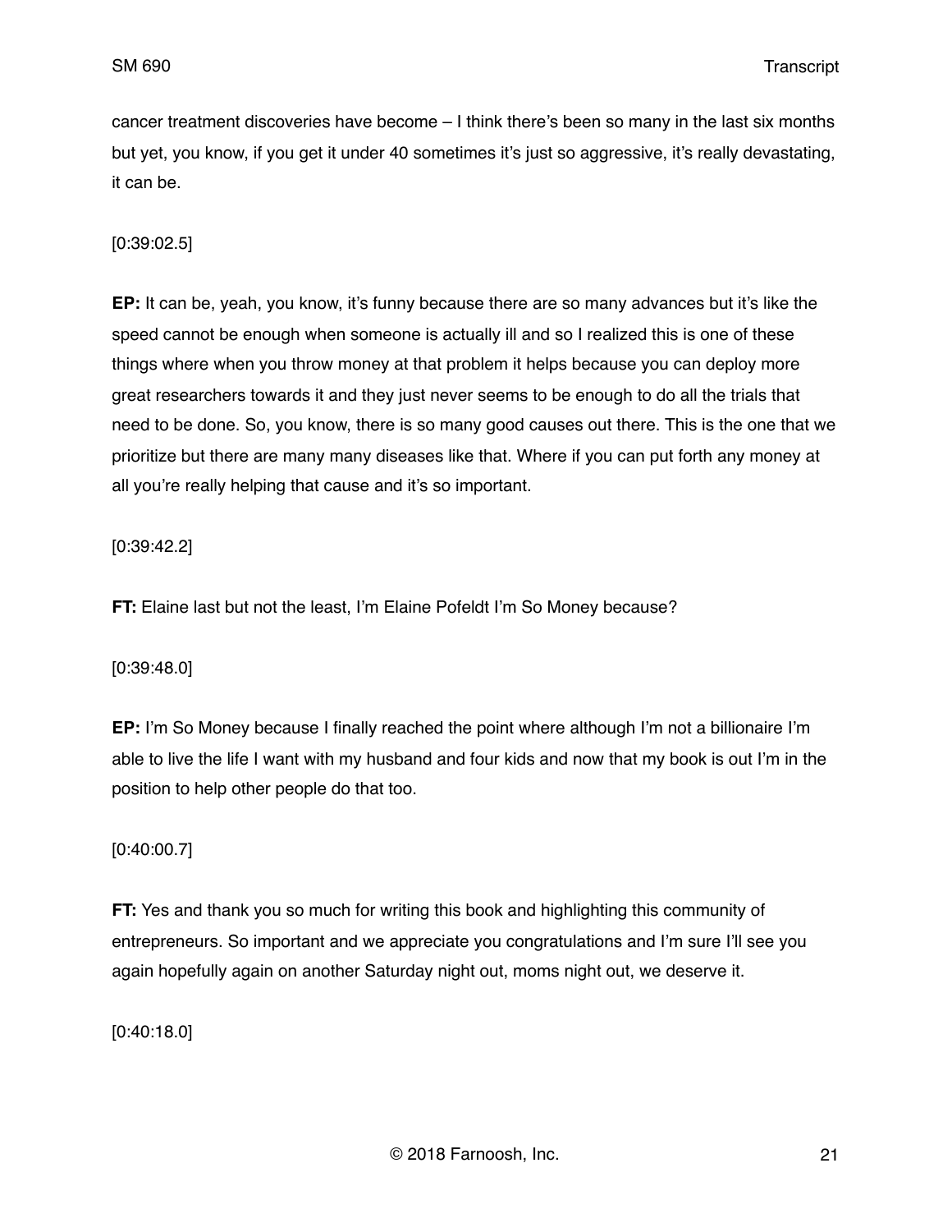cancer treatment discoveries have become – I think there's been so many in the last six months but yet, you know, if you get it under 40 sometimes it's just so aggressive, it's really devastating, it can be.

[0:39:02.5]

**EP:** It can be, yeah, you know, it's funny because there are so many advances but it's like the speed cannot be enough when someone is actually ill and so I realized this is one of these things where when you throw money at that problem it helps because you can deploy more great researchers towards it and they just never seems to be enough to do all the trials that need to be done. So, you know, there is so many good causes out there. This is the one that we prioritize but there are many many diseases like that. Where if you can put forth any money at all you're really helping that cause and it's so important.

[0:39:42.2]

**FT:** Elaine last but not the least, I'm Elaine Pofeldt I'm So Money because?

[0:39:48.0]

**EP:** I'm So Money because I finally reached the point where although I'm not a billionaire I'm able to live the life I want with my husband and four kids and now that my book is out I'm in the position to help other people do that too.

[0:40:00.7]

**FT:** Yes and thank you so much for writing this book and highlighting this community of entrepreneurs. So important and we appreciate you congratulations and I'm sure I'll see you again hopefully again on another Saturday night out, moms night out, we deserve it.

[0:40:18.0]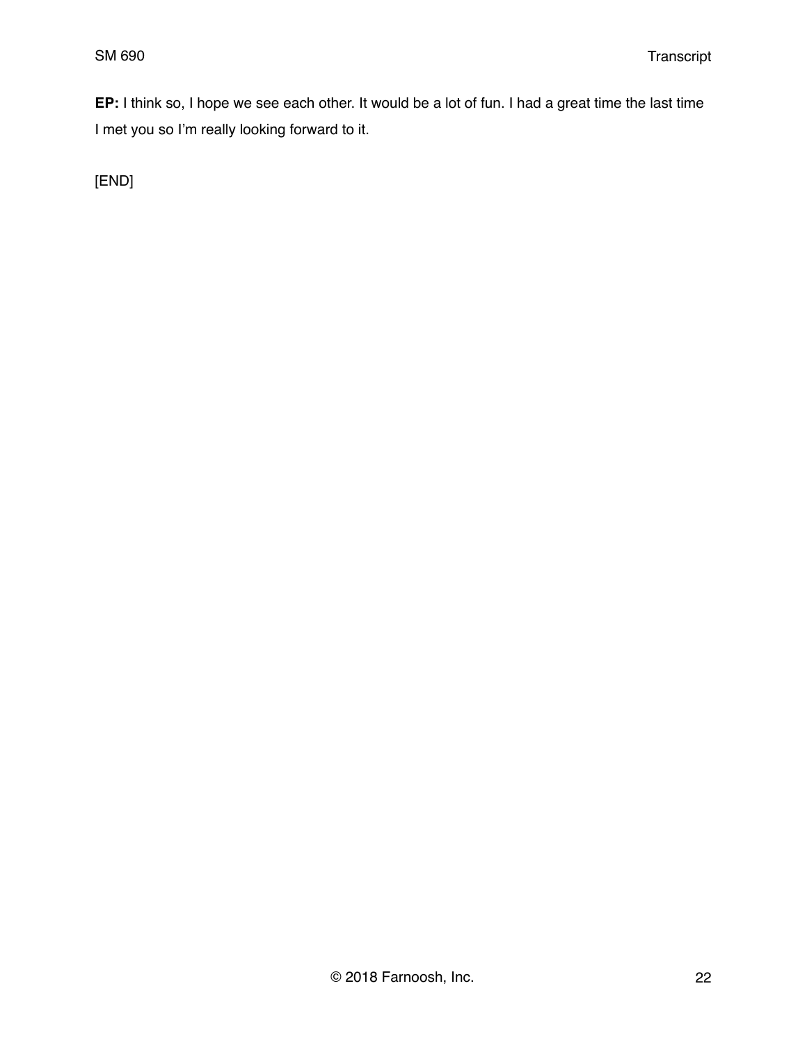**EP:** I think so, I hope we see each other. It would be a lot of fun. I had a great time the last time I met you so I'm really looking forward to it.

[END]